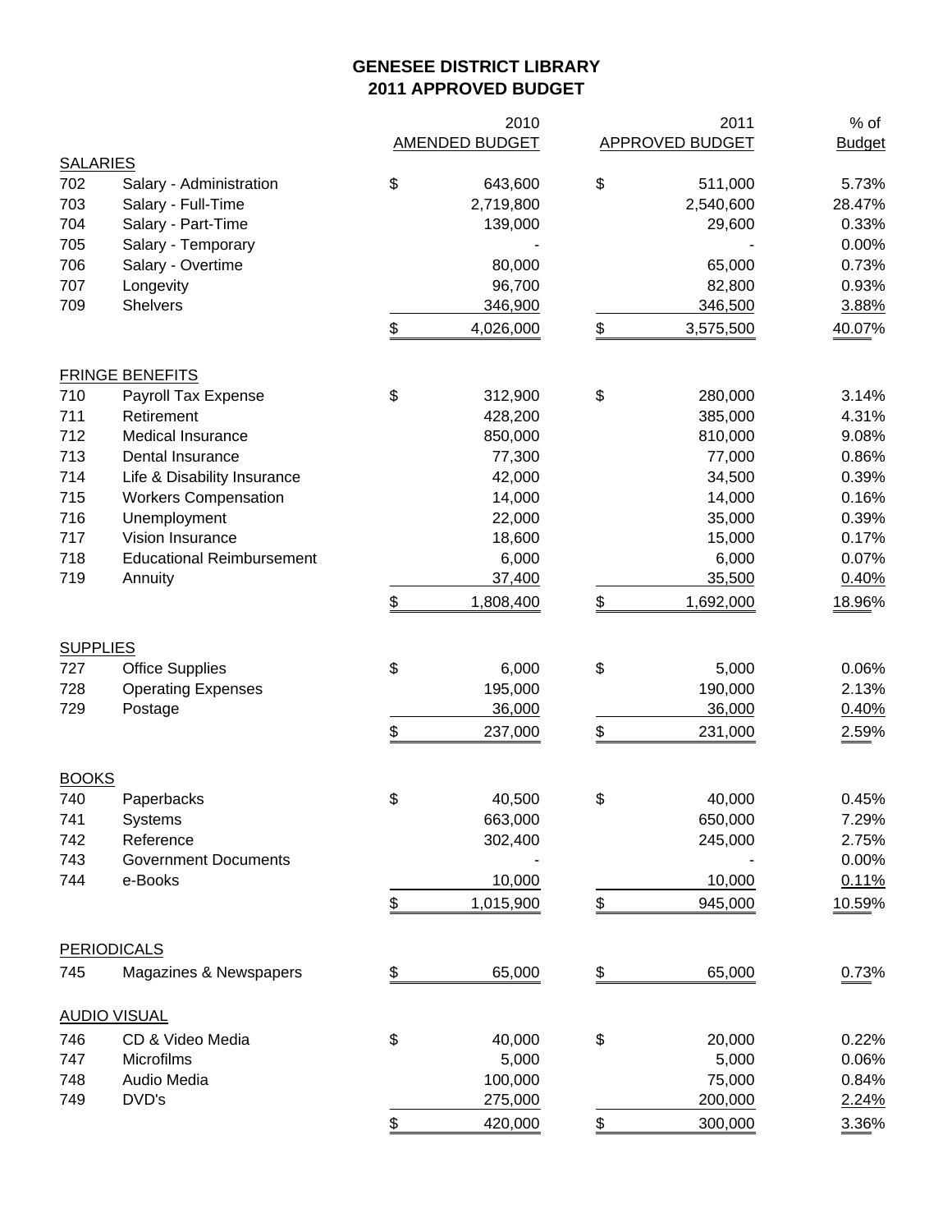# GENESEE DISTRICT LIBRARY
## 2011 APPROVED BUDGET

| | | 2010 AMENDED BUDGET | 2011 APPROVED BUDGET | % of Budget |
|---|---|---|---|---|
| **SALARIES** | | | | |
| 702 | Salary - Administration | $ 643,600 | $ 511,000 | 5.73% |
| 703 | Salary - Full-Time | 2,719,800 | 2,540,600 | 28.47% |
| 704 | Salary - Part-Time | 139,000 | 29,600 | 0.33% |
| 705 | Salary - Temporary | - | - | 0.00% |
| 706 | Salary - Overtime | 80,000 | 65,000 | 0.73% |
| 707 | Longevity | 96,700 | 82,800 | 0.93% |
| 709 | Shelvers | 346,900 | 346,500 | 3.88% |
| | | $ 4,026,000 | $ 3,575,500 | 40.07% |
| **FRINGE BENEFITS** | | | | |
| 710 | Payroll Tax Expense | $ 312,900 | $ 280,000 | 3.14% |
| 711 | Retirement | 428,200 | 385,000 | 4.31% |
| 712 | Medical Insurance | 850,000 | 810,000 | 9.08% |
| 713 | Dental Insurance | 77,300 | 77,000 | 0.86% |
| 714 | Life & Disability Insurance | 42,000 | 34,500 | 0.39% |
| 715 | Workers Compensation | 14,000 | 14,000 | 0.16% |
| 716 | Unemployment | 22,000 | 35,000 | 0.39% |
| 717 | Vision Insurance | 18,600 | 15,000 | 0.17% |
| 718 | Educational Reimbursement | 6,000 | 6,000 | 0.07% |
| 719 | Annuity | 37,400 | 35,500 | 0.40% |
| | | $ 1,808,400 | $ 1,692,000 | 18.96% |
| **SUPPLIES** | | | | |
| 727 | Office Supplies | $ 6,000 | $ 5,000 | 0.06% |
| 728 | Operating Expenses | 195,000 | 190,000 | 2.13% |
| 729 | Postage | 36,000 | 36,000 | 0.40% |
| | | $ 237,000 | $ 231,000 | 2.59% |
| **BOOKS** | | | | |
| 740 | Paperbacks | $ 40,500 | $ 40,000 | 0.45% |
| 741 | Systems | 663,000 | 650,000 | 7.29% |
| 742 | Reference | 302,400 | 245,000 | 2.75% |
| 743 | Government Documents | - | - | 0.00% |
| 744 | e-Books | 10,000 | 10,000 | 0.11% |
| | | $ 1,015,900 | $ 945,000 | 10.59% |
| **PERIODICALS** | | | | |
| 745 | Magazines & Newspapers | $ 65,000 | $ 65,000 | 0.73% |
| **AUDIO VISUAL** | | | | |
| 746 | CD & Video Media | $ 40,000 | $ 20,000 | 0.22% |
| 747 | Microfilms | 5,000 | 5,000 | 0.06% |
| 748 | Audio Media | 100,000 | 75,000 | 0.84% |
| 749 | DVD's | 275,000 | 200,000 | 2.24% |
| | | $ 420,000 | $ 300,000 | 3.36% |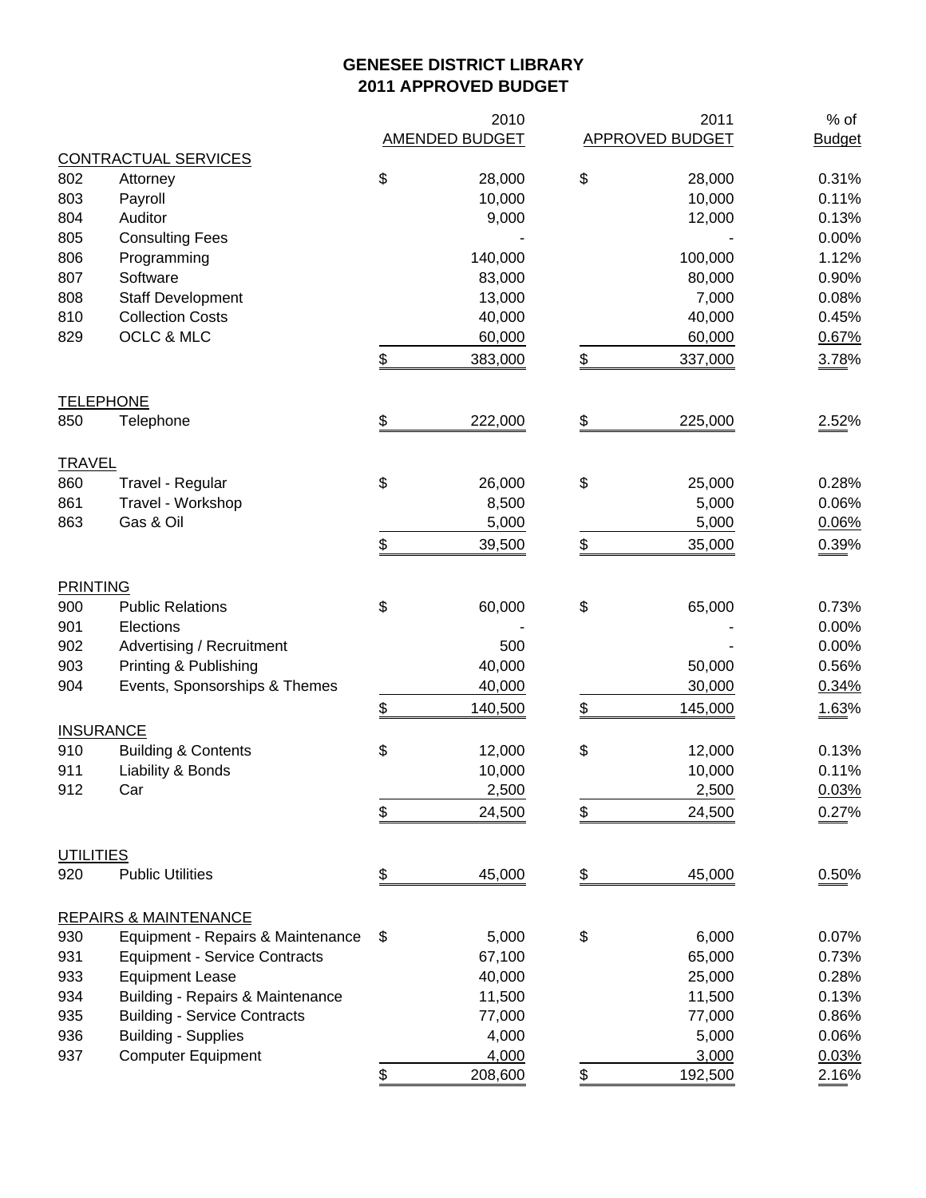# GENESEE DISTRICT LIBRARY
## 2011 APPROVED BUDGET

| | | 2010 AMENDED BUDGET | 2011 APPROVED BUDGET | % of Budget |
|---|---|---|---|---|
| **CONTRACTUAL SERVICES** | | | | |
| 802 | Attorney | $ 28,000 | $ 28,000 | 0.31% |
| 803 | Payroll | 10,000 | 10,000 | 0.11% |
| 804 | Auditor | 9,000 | 12,000 | 0.13% |
| 805 | Consulting Fees | - | - | 0.00% |
| 806 | Programming | 140,000 | 100,000 | 1.12% |
| 807 | Software | 83,000 | 80,000 | 0.90% |
| 808 | Staff Development | 13,000 | 7,000 | 0.08% |
| 810 | Collection Costs | 40,000 | 40,000 | 0.45% |
| 829 | OCLC & MLC | 60,000 | 60,000 | 0.67% |
| | | $ 383,000 | $ 337,000 | 3.78% |
| **TELEPHONE** | | | | |
| 850 | Telephone | $ 222,000 | $ 225,000 | 2.52% |
| **TRAVEL** | | | | |
| 860 | Travel - Regular | $ 26,000 | $ 25,000 | 0.28% |
| 861 | Travel - Workshop | 8,500 | 5,000 | 0.06% |
| 863 | Gas & Oil | 5,000 | 5,000 | 0.06% |
| | | $ 39,500 | $ 35,000 | 0.39% |
| **PRINTING** | | | | |
| 900 | Public Relations | $ 60,000 | $ 65,000 | 0.73% |
| 901 | Elections | - | - | 0.00% |
| 902 | Advertising / Recruitment | 500 | - | 0.00% |
| 903 | Printing & Publishing | 40,000 | 50,000 | 0.56% |
| 904 | Events, Sponsorships & Themes | 40,000 | 30,000 | 0.34% |
| | | $ 140,500 | $ 145,000 | 1.63% |
| **INSURANCE** | | | | |
| 910 | Building & Contents | $ 12,000 | $ 12,000 | 0.13% |
| 911 | Liability & Bonds | 10,000 | 10,000 | 0.11% |
| 912 | Car | 2,500 | 2,500 | 0.03% |
| | | $ 24,500 | $ 24,500 | 0.27% |
| **UTILITIES** | | | | |
| 920 | Public Utilities | $ 45,000 | $ 45,000 | 0.50% |
| **REPAIRS & MAINTENANCE** | | | | |
| 930 | Equipment - Repairs & Maintenance | $ 5,000 | $ 6,000 | 0.07% |
| 931 | Equipment - Service Contracts | 67,100 | 65,000 | 0.73% |
| 933 | Equipment Lease | 40,000 | 25,000 | 0.28% |
| 934 | Building - Repairs & Maintenance | 11,500 | 11,500 | 0.13% |
| 935 | Building - Service Contracts | 77,000 | 77,000 | 0.86% |
| 936 | Building - Supplies | 4,000 | 5,000 | 0.06% |
| 937 | Computer Equipment | 4,000 | 3,000 | 0.03% |
| | | $ 208,600 | $ 192,500 | 2.16% |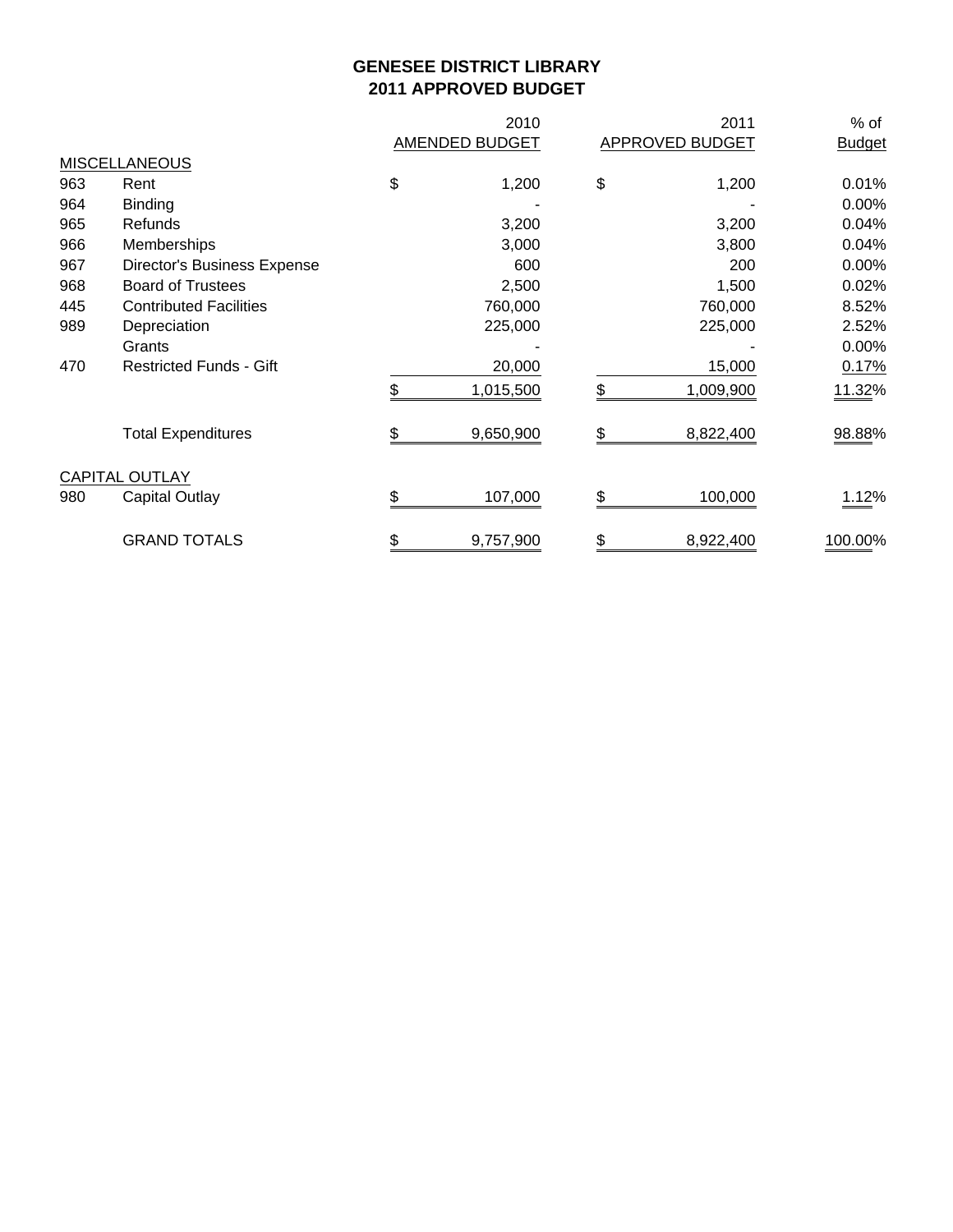# GENESEE DISTRICT LIBRARY
## 2011 APPROVED BUDGET

| | | 2010 AMENDED BUDGET | 2011 APPROVED BUDGET | % of Budget |
|---|---|---|---|---|
| MISCELLANEOUS | | | | |
| 963 | Rent | $ 1,200 | $ 1,200 | 0.01% |
| 964 | Binding | - | - | 0.00% |
| 965 | Refunds | 3,200 | 3,200 | 0.04% |
| 966 | Memberships | 3,000 | 3,800 | 0.04% |
| 967 | Director's Business Expense | 600 | 200 | 0.00% |
| 968 | Board of Trustees | 2,500 | 1,500 | 0.02% |
| 445 | Contributed Facilities | 760,000 | 760,000 | 8.52% |
| 989 | Depreciation | 225,000 | 225,000 | 2.52% |
| | Grants | - | - | 0.00% |
| 470 | Restricted Funds - Gift | 20,000 | 15,000 | 0.17% |
| | | $ 1,015,500 | $ 1,009,900 | 11.32% |
| | Total Expenditures | $ 9,650,900 | $ 8,822,400 | 98.88% |
| CAPITAL OUTLAY | | | | |
| 980 | Capital Outlay | $ 107,000 | $ 100,000 | 1.12% |
| | GRAND TOTALS | $ 9,757,900 | $ 8,922,400 | 100.00% |